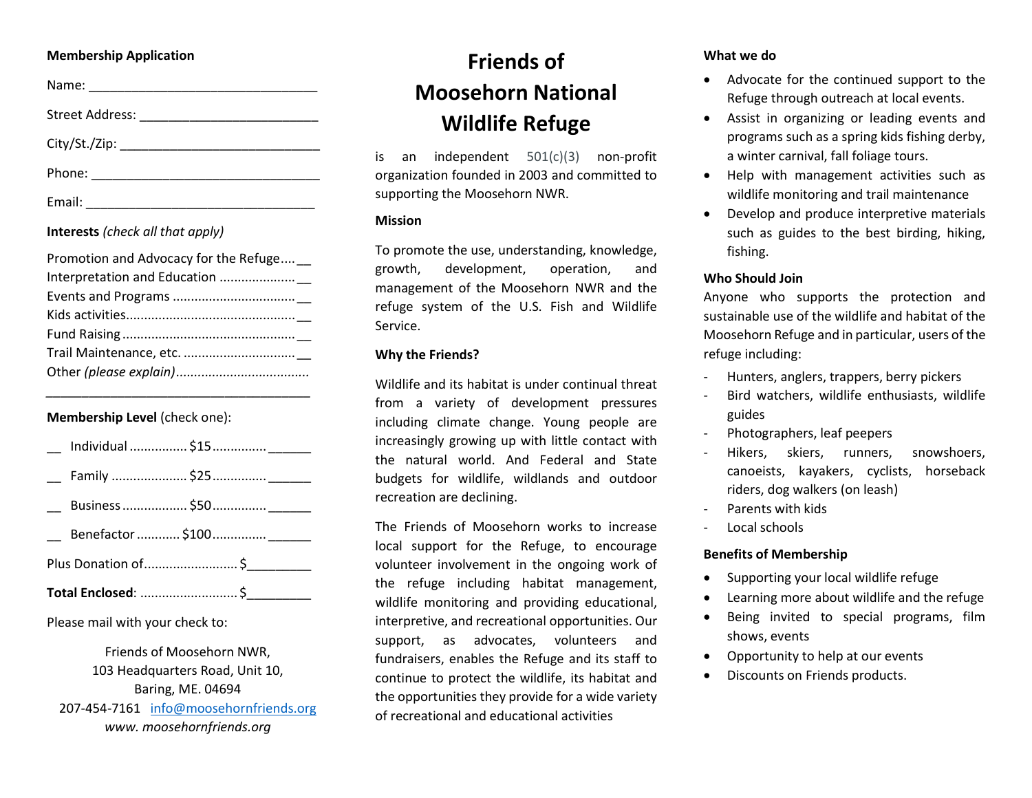**Membership Application**

Name: ________________________________

Street Address: _________________________

City/St./Zip: ____________________________

Phone: ________________________________

Email: ________________________________

**Interests** *(check all that apply)*

Promotion and Advocacy for the Refuge.... __
Interpretation and Education .................... __
Events and Programs ................................. __
Kids activities.............................................. __
Fund Raising ............................................... __
Trail Maintenance, etc. .............................. __
Other *(please explain)*....................................

______________________________________

**Membership Level** (check one):

__ Individual ............... $15.............. ______

__ Family .................... $25.............. ______

__ Business ................. $50.............. ______

__ Benefactor ........... $100.............. ______

Plus Donation of......................... $_________

**Total Enclosed**: .......................... $_________

Please mail with your check to:

Friends of Moosehorn NWR,
103 Headquarters Road, Unit 10,
Baring, ME. 04694
207-454-7161 info@moosehornfriends.org
*www. moosehornfriends.org*

# Friends of Moosehorn National Wildlife Refuge

is an independent 501(c)(3) non-profit organization founded in 2003 and committed to supporting the Moosehorn NWR.

**Mission**

To promote the use, understanding, knowledge, growth, development, operation, and management of the Moosehorn NWR and the refuge system of the U.S. Fish and Wildlife Service.

**Why the Friends?**

Wildlife and its habitat is under continual threat from a variety of development pressures including climate change. Young people are increasingly growing up with little contact with the natural world. And Federal and State budgets for wildlife, wildlands and outdoor recreation are declining.

The Friends of Moosehorn works to increase local support for the Refuge, to encourage volunteer involvement in the ongoing work of the refuge including habitat management, wildlife monitoring and providing educational, interpretive, and recreational opportunities. Our support, as advocates, volunteers and fundraisers, enables the Refuge and its staff to continue to protect the wildlife, its habitat and the opportunities they provide for a wide variety of recreational and educational activities

**What we do**

- Advocate for the continued support to the Refuge through outreach at local events.
- Assist in organizing or leading events and programs such as a spring kids fishing derby, a winter carnival, fall foliage tours.
- Help with management activities such as wildlife monitoring and trail maintenance
- Develop and produce interpretive materials such as guides to the best birding, hiking, fishing.

**Who Should Join**

Anyone who supports the protection and sustainable use of the wildlife and habitat of the Moosehorn Refuge and in particular, users of the refuge including:

- Hunters, anglers, trappers, berry pickers
- Bird watchers, wildlife enthusiasts, wildlife guides
- Photographers, leaf peepers
- Hikers, skiers, runners, snowshoers, canoeists, kayakers, cyclists, horseback riders, dog walkers (on leash)
- Parents with kids
- Local schools

**Benefits of Membership**

- Supporting your local wildlife refuge
- Learning more about wildlife and the refuge
- Being invited to special programs, film shows, events
- Opportunity to help at our events
- Discounts on Friends products.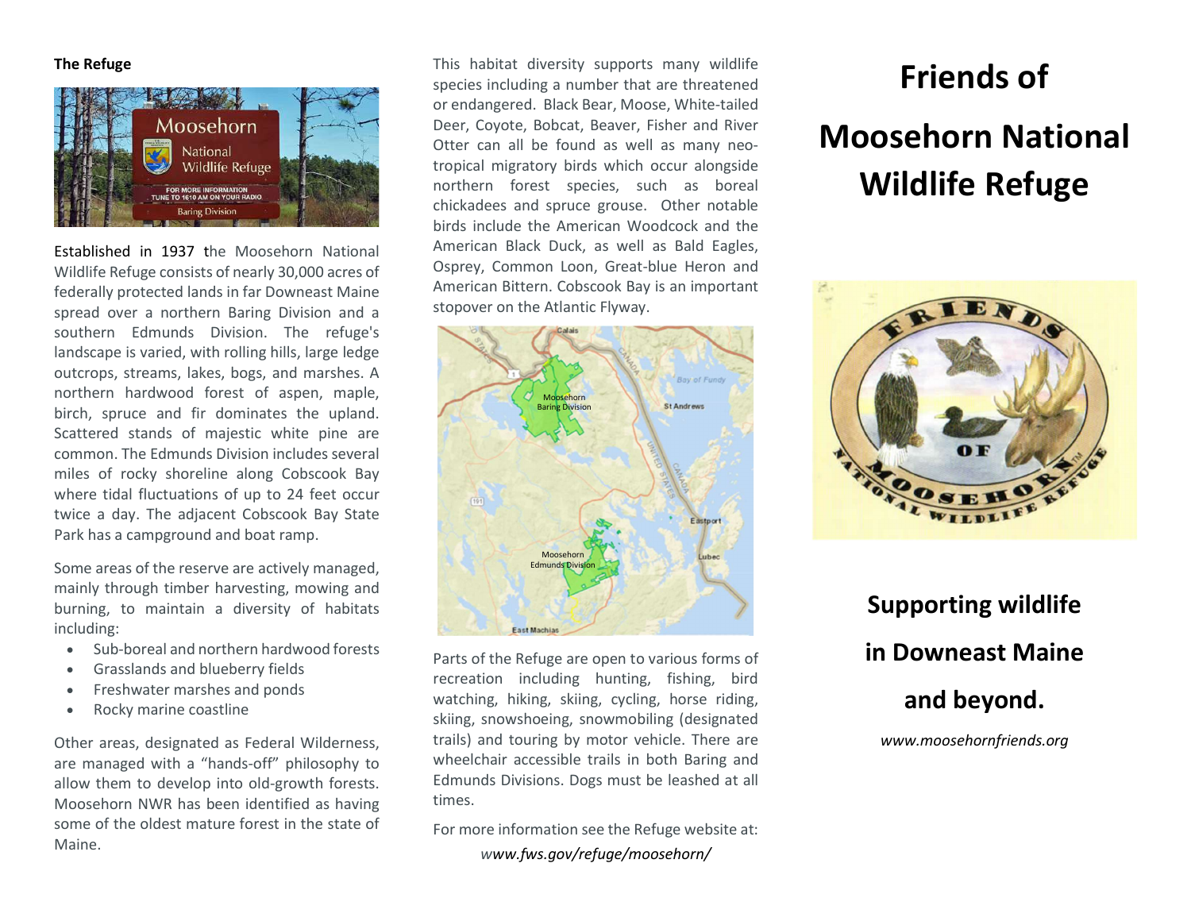**The Refuge**

Established in 1937 the Moosehorn National Wildlife Refuge consists of nearly 30,000 acres of federally protected lands in far Downeast Maine spread over a northern Baring Division and a southern Edmunds Division. The refuge's landscape is varied, with rolling hills, large ledge outcrops, streams, lakes, bogs, and marshes. A northern hardwood forest of aspen, maple, birch, spruce and fir dominates the upland. Scattered stands of majestic white pine are common. The Edmunds Division includes several miles of rocky shoreline along Cobscook Bay where tidal fluctuations of up to 24 feet occur twice a day. The adjacent Cobscook Bay State Park has a campground and boat ramp.

Some areas of the reserve are actively managed, mainly through timber harvesting, mowing and burning, to maintain a diversity of habitats including:

- Sub-boreal and northern hardwood forests
- Grasslands and blueberry fields
- Freshwater marshes and ponds
- Rocky marine coastline

Other areas, designated as Federal Wilderness, are managed with a "hands-off" philosophy to allow them to develop into old-growth forests. Moosehorn NWR has been identified as having some of the oldest mature forest in the state of Maine.

This habitat diversity supports many wildlife species including a number that are threatened or endangered. Black Bear, Moose, White-tailed Deer, Coyote, Bobcat, Beaver, Fisher and River Otter can all be found as well as many neo-tropical migratory birds which occur alongside northern forest species, such as boreal chickadees and spruce grouse. Other notable birds include the American Woodcock and the American Black Duck, as well as Bald Eagles, Osprey, Common Loon, Great-blue Heron and American Bittern. Cobscook Bay is an important stopover on the Atlantic Flyway.

Parts of the Refuge are open to various forms of recreation including hunting, fishing, bird watching, hiking, skiing, cycling, horse riding, skiing, snowshoeing, snowmobiling (designated trails) and touring by motor vehicle. There are wheelchair accessible trails in both Baring and Edmunds Divisions. Dogs must be leashed at all times.

For more information see the Refuge website at:

*www.fws.gov/refuge/moosehorn/*

# Friends of Moosehorn National Wildlife Refuge

## Supporting wildlife in Downeast Maine and beyond.

*www.moosehornfriends.org*